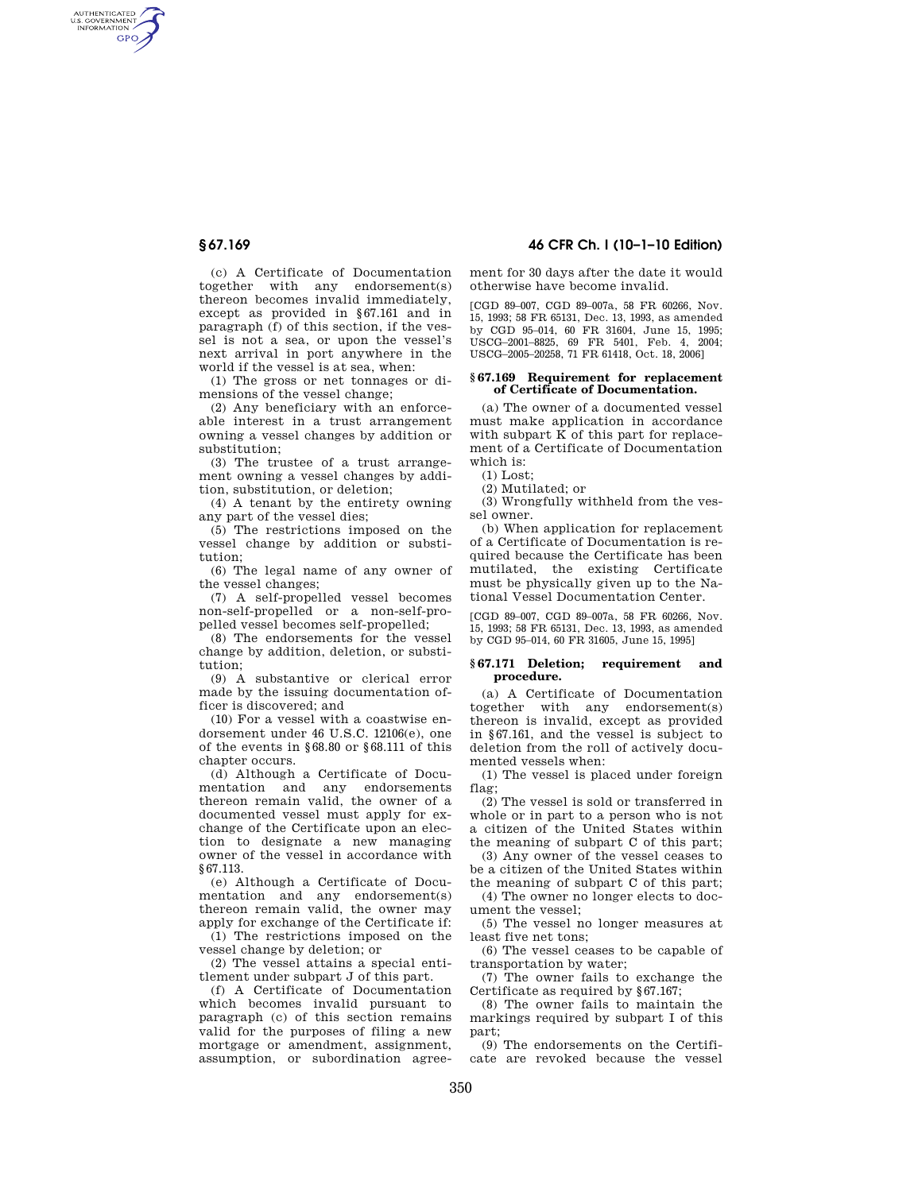(c) A Certificate of Documentation together with any endorsement(s) thereon becomes invalid immediately, except as provided in §67.161 and in paragraph (f) of this section, if the vessel is not a sea, or upon the vessel's next arrival in port anywhere in the world if the vessel is at sea, when:

(1) The gross or net tonnages or dimensions of the vessel change;

(2) Any beneficiary with an enforceable interest in a trust arrangement owning a vessel changes by addition or substitution;

(3) The trustee of a trust arrangement owning a vessel changes by addition, substitution, or deletion;

(4) A tenant by the entirety owning any part of the vessel dies;

(5) The restrictions imposed on the vessel change by addition or substitution;

(6) The legal name of any owner of the vessel changes;

(7) A self-propelled vessel becomes non-self-propelled or a non-self-propelled vessel becomes self-propelled;

(8) The endorsements for the vessel change by addition, deletion, or substitution;

(9) A substantive or clerical error made by the issuing documentation officer is discovered; and

(10) For a vessel with a coastwise endorsement under 46 U.S.C. 12106(e), one of the events in §68.80 or §68.111 of this chapter occurs.

(d) Although a Certificate of Documentation and any endorsements thereon remain valid, the owner of a documented vessel must apply for exchange of the Certificate upon an election to designate a new managing owner of the vessel in accordance with §67.113.

(e) Although a Certificate of Documentation and any endorsement(s) thereon remain valid, the owner may apply for exchange of the Certificate if:

(1) The restrictions imposed on the vessel change by deletion; or

(2) The vessel attains a special entitlement under subpart J of this part.

(f) A Certificate of Documentation which becomes invalid pursuant to paragraph (c) of this section remains valid for the purposes of filing a new mortgage or amendment, assignment, assumption, or subordination agreement for 30 days after the date it would otherwise have become invalid.

[CGD 89–007, CGD 89–007a, 58 FR 60266, Nov. 15, 1993; 58 FR 65131, Dec. 13, 1993, as amended by CGD 95–014, 60 FR 31604, June 15, 1995; USCG–2001–8825, 69 FR 5401, Feb. 4, 2004; USCG–2005–20258, 71 FR 61418, Oct. 18, 2006]

## §67.169 Requirement for replacement of Certificate of Documentation.

(a) The owner of a documented vessel must make application in accordance with subpart K of this part for replacement of a Certificate of Documentation which is:

(1) Lost;

(2) Mutilated; or

(3) Wrongfully withheld from the vessel owner.

(b) When application for replacement of a Certificate of Documentation is required because the Certificate has been mutilated, the existing Certificate must be physically given up to the National Vessel Documentation Center.

[CGD 89–007, CGD 89–007a, 58 FR 60266, Nov. 15, 1993; 58 FR 65131, Dec. 13, 1993, as amended by CGD 95–014, 60 FR 31605, June 15, 1995]

## §67.171 Deletion; requirement and procedure.

(a) A Certificate of Documentation together with any endorsement(s) thereon is invalid, except as provided in §67.161, and the vessel is subject to deletion from the roll of actively documented vessels when:

(1) The vessel is placed under foreign flag;

(2) The vessel is sold or transferred in whole or in part to a person who is not a citizen of the United States within the meaning of subpart C of this part;

(3) Any owner of the vessel ceases to be a citizen of the United States within the meaning of subpart C of this part;

(4) The owner no longer elects to document the vessel;

(5) The vessel no longer measures at least five net tons;

(6) The vessel ceases to be capable of transportation by water;

(7) The owner fails to exchange the Certificate as required by §67.167;

(8) The owner fails to maintain the markings required by subpart I of this part;

(9) The endorsements on the Certificate are revoked because the vessel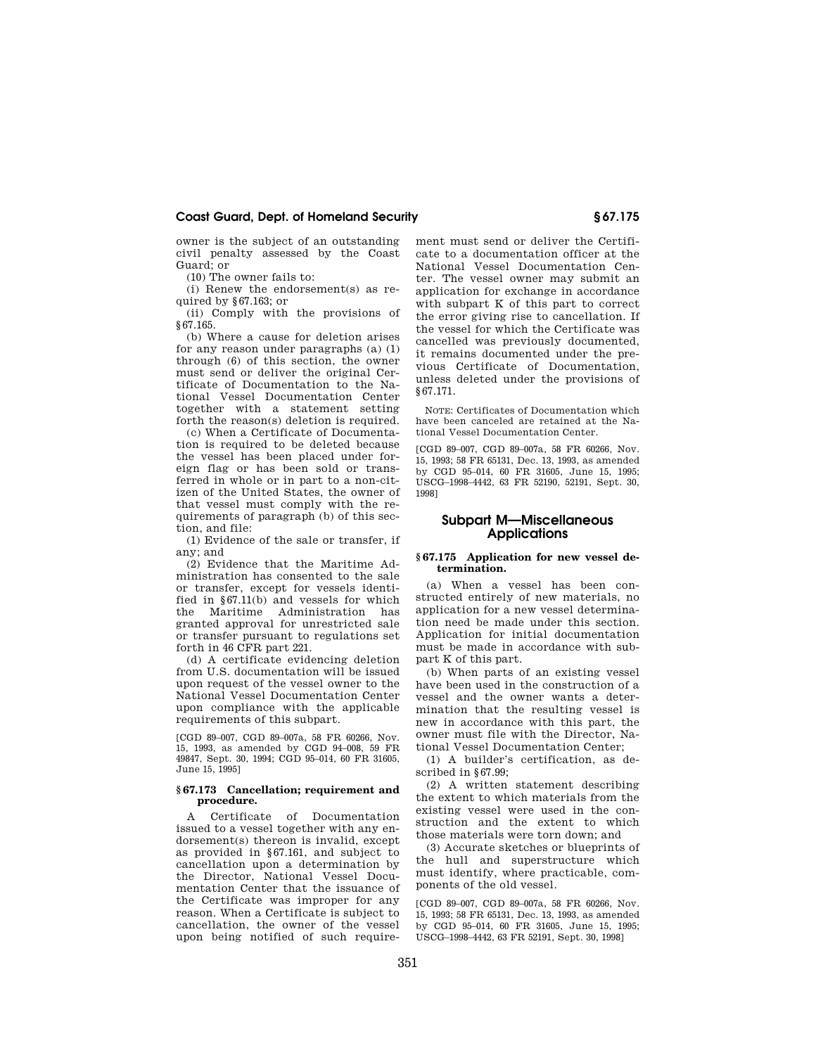owner is the subject of an outstanding civil penalty assessed by the Coast Guard; or

(10) The owner fails to:

(i) Renew the endorsement(s) as required by §67.163; or

(ii) Comply with the provisions of §67.165.

(b) Where a cause for deletion arises for any reason under paragraphs (a) (1) through (6) of this section, the owner must send or deliver the original Certificate of Documentation to the National Vessel Documentation Center together with a statement setting forth the reason(s) deletion is required.

(c) When a Certificate of Documentation is required to be deleted because the vessel has been placed under foreign flag or has been sold or transferred in whole or in part to a non-citizen of the United States, the owner of that vessel must comply with the requirements of paragraph (b) of this section, and file:

(1) Evidence of the sale or transfer, if any; and

(2) Evidence that the Maritime Administration has consented to the sale or transfer, except for vessels identified in §67.11(b) and vessels for which the Maritime Administration has granted approval for unrestricted sale or transfer pursuant to regulations set forth in 46 CFR part 221.

(d) A certificate evidencing deletion from U.S. documentation will be issued upon request of the vessel owner to the National Vessel Documentation Center upon compliance with the applicable requirements of this subpart.

[CGD 89–007, CGD 89–007a, 58 FR 60266, Nov. 15, 1993, as amended by CGD 94–008, 59 FR 49847, Sept. 30, 1994; CGD 95–014, 60 FR 31605, June 15, 1995]

### §67.173 Cancellation; requirement and procedure.

A Certificate of Documentation issued to a vessel together with any endorsement(s) thereon is invalid, except as provided in §67.161, and subject to cancellation upon a determination by the Director, National Vessel Documentation Center that the issuance of the Certificate was improper for any reason. When a Certificate is subject to cancellation, the owner of the vessel upon being notified of such requirement must send or deliver the Certificate to a documentation officer at the National Vessel Documentation Center. The vessel owner may submit an application for exchange in accordance with subpart K of this part to correct the error giving rise to cancellation. If the vessel for which the Certificate was cancelled was previously documented, it remains documented under the previous Certificate of Documentation, unless deleted under the provisions of §67.171.

NOTE: Certificates of Documentation which have been canceled are retained at the National Vessel Documentation Center.

[CGD 89–007, CGD 89–007a, 58 FR 60266, Nov. 15, 1993; 58 FR 65131, Dec. 13, 1993, as amended by CGD 95–014, 60 FR 31605, June 15, 1995; USCG–1998–4442, 63 FR 52190, 52191, Sept. 30, 1998]

## Subpart M—Miscellaneous Applications

### §67.175 Application for new vessel determination.

(a) When a vessel has been constructed entirely of new materials, no application for a new vessel determination need be made under this section. Application for initial documentation must be made in accordance with subpart K of this part.

(b) When parts of an existing vessel have been used in the construction of a vessel and the owner wants a determination that the resulting vessel is new in accordance with this part, the owner must file with the Director, National Vessel Documentation Center;

(1) A builder's certification, as described in §67.99;

(2) A written statement describing the extent to which materials from the existing vessel were used in the construction and the extent to which those materials were torn down; and

(3) Accurate sketches or blueprints of the hull and superstructure which must identify, where practicable, components of the old vessel.

[CGD 89–007, CGD 89–007a, 58 FR 60266, Nov. 15, 1993; 58 FR 65131, Dec. 13, 1993, as amended by CGD 95–014, 60 FR 31605, June 15, 1995; USCG–1998–4442, 63 FR 52191, Sept. 30, 1998]